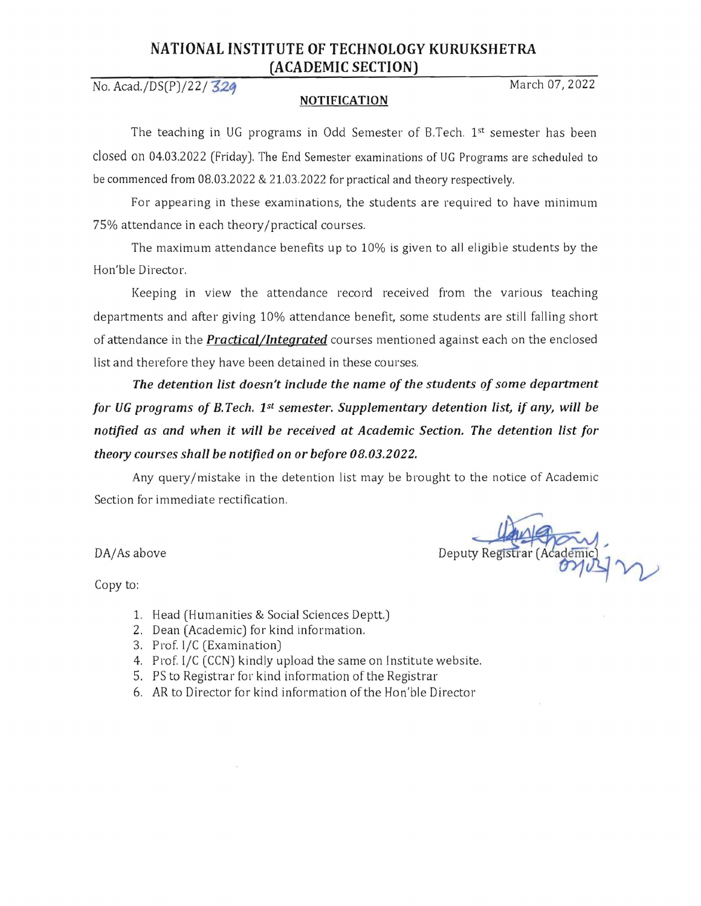# NATIONAL INSTITUTE OF TECHNOLOGY KURUKSHETRA
## (ACADEMIC SECTION)

No. Acad./DS(P)/22/ 329 March 07, 2022

**NOTIFICATION**

The teaching in UG programs in Odd Semester of B.Tech. 1st semester has been closed on 04.03.2022 (Friday). The End Semester examinations of UG Programs are scheduled to be commenced from 08.03.2022 & 21.03.2022 for practical and theory respectively.

For appearing in these examinations, the students are required to have minimum 75% attendance in each theory/practical courses.

The maximum attendance benefits up to 10% is given to all eligible students by the Hon'ble Director.

Keeping in view the attendance record received from the various teaching departments and after giving 10% attendance benefit, some students are still falling short of attendance in the ***Practical/Integrated*** courses mentioned against each on the enclosed list and therefore they have been detained in these courses.

***The detention list doesn't include the name of the students of some department for UG programs of B.Tech. 1st semester. Supplementary detention list, if any, will be notified as and when it will be received at Academic Section. The detention list for theory courses shall be notified on or before 08.03.2022.***

Any query/mistake in the detention list may be brought to the notice of Academic Section for immediate rectification.

DA/As above

Deputy Registrar (Academic)
07/03/22

Copy to:

1. Head (Humanities & Social Sciences Deptt.)
2. Dean (Academic) for kind information.
3. Prof. I/C (Examination)
4. Prof. I/C (CCN) kindly upload the same on Institute website.
5. PS to Registrar for kind information of the Registrar
6. AR to Director for kind information of the Hon'ble Director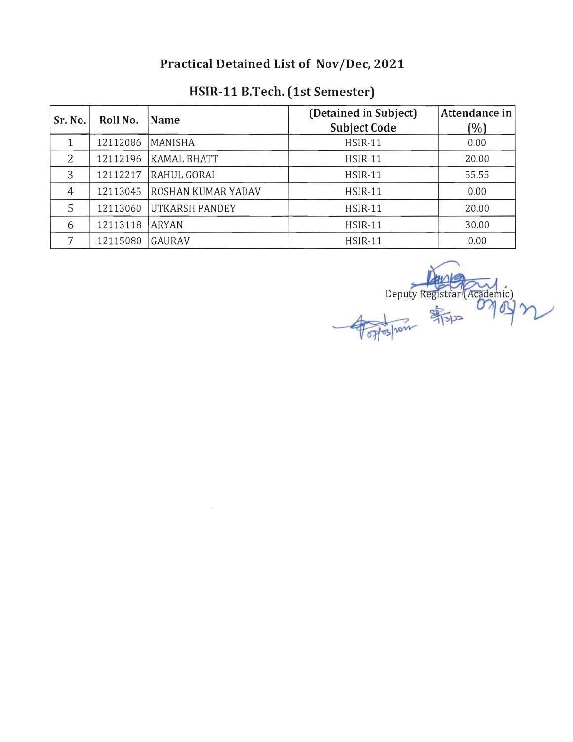## Practical Detained List of Nov/Dec, 2021

## HSIR-11 B.Tech. (1st Semester)

| Sr. No. | Roll No. | Name | (Detained in Subject) Subject Code | Attendance in (%) |
|---|---|---|---|---|
| 1 | 12112086 | MANISHA | HSIR-11 | 0.00 |
| 2 | 12112196 | KAMAL BHATT | HSIR-11 | 20.00 |
| 3 | 12112217 | RAHUL GORAI | HSIR-11 | 55.55 |
| 4 | 12113045 | ROSHAN KUMAR YADAV | HSIR-11 | 0.00 |
| 5 | 12113060 | UTKARSH PANDEY | HSIR-11 | 20.00 |
| 6 | 12113118 | ARYAN | HSIR-11 | 30.00 |
| 7 | 12115080 | GAURAV | HSIR-11 | 0.00 |

Deputy Registrar (Academic)

07/03/22